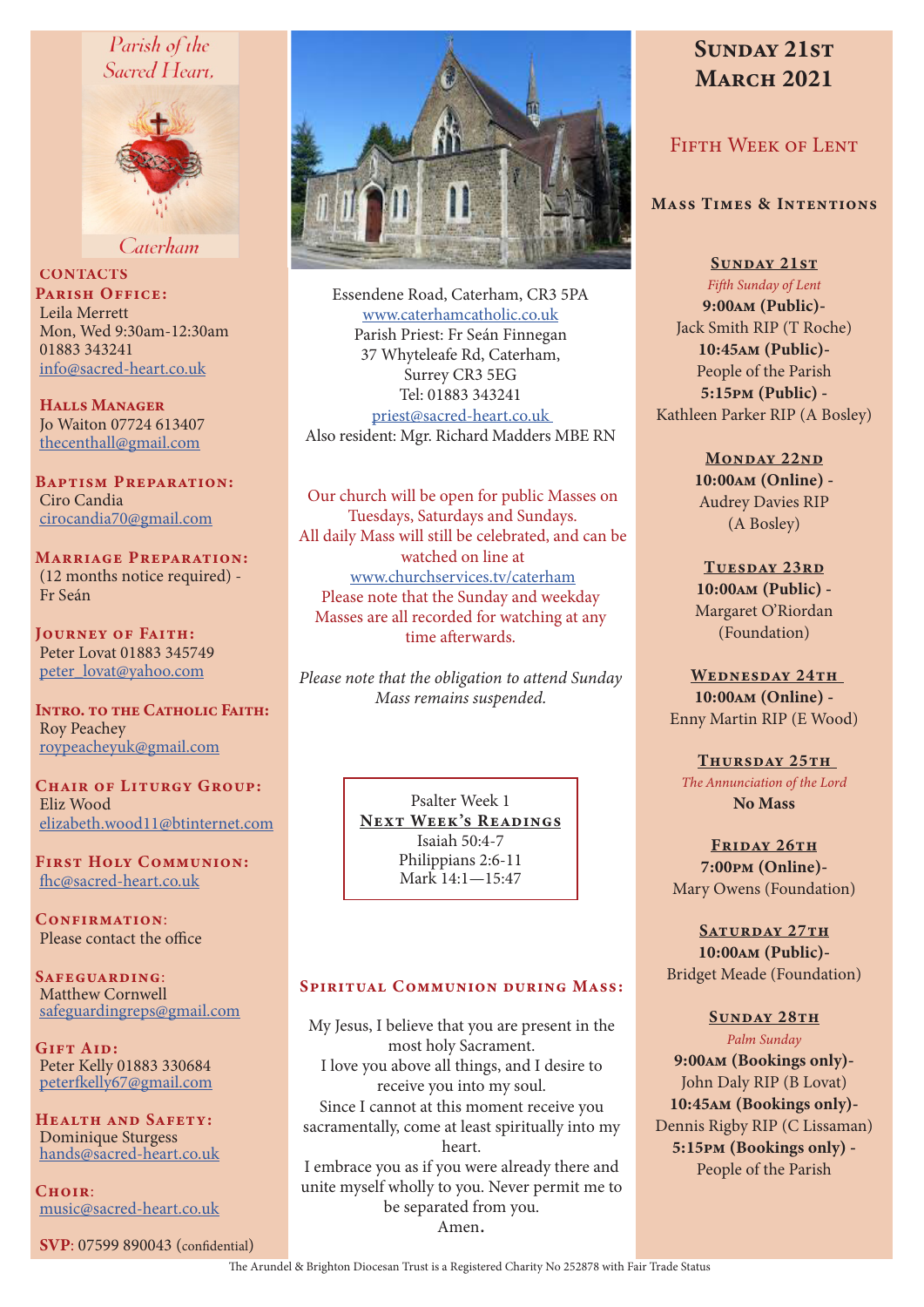Parish of the Sacred Heart, Caterham

**CONTACTS**

**Parish Office:**
Leila Merrett
Mon, Wed 9:30am-12:30am
01883 343241
info@sacred-heart.co.uk

**Halls Manager**
Jo Waiton 07724 613407
thecenthall@gmail.com

**Baptism Preparation:**
Ciro Candia
cirocandia70@gmail.com

**Marriage Preparation:**
(12 months notice required) - Fr Seán

**Journey of Faith:**
Peter Lovat 01883 345749
peter_lovat@yahoo.com

**Intro. to the Catholic Faith:**
Roy Peachey
roypeacheyuk@gmail.com

**Chair of Liturgy Group:**
Eliz Wood
elizabeth.wood11@btinternet.com

**First Holy Communion:**
fhc@sacred-heart.co.uk

**Confirmation:**
Please contact the office

**Safeguarding:**
Matthew Cornwell
safeguardingreps@gmail.com

**Gift Aid:**
Peter Kelly 01883 330684
peterfkelly67@gmail.com

**Health and Safety:**
Dominique Sturgess
hands@sacred-heart.co.uk

**Choir:**
music@sacred-heart.co.uk

**SVP**: 07599 890043 (confidential)

Essendene Road, Caterham, CR3 5PA
www.caterhamcatholic.co.uk
Parish Priest: Fr Seán Finnegan
37 Whyteleafe Rd, Caterham,
Surrey CR3 5EG
Tel: 01883 343241
priest@sacred-heart.co.uk
Also resident: Mgr. Richard Madders MBE RN

Our church will be open for public Masses on Tuesdays, Saturdays and Sundays.
All daily Mass will still be celebrated, and can be watched on line at
www.churchservices.tv/caterham
Please note that the Sunday and weekday Masses are all recorded for watching at any time afterwards.

*Please note that the obligation to attend Sunday Mass remains suspended.*

Psalter Week 1
**Next Week's Readings**
Isaiah 50:4-7
Philippians 2:6-11
Mark 14:1—15:47

## Spiritual Communion during Mass:

My Jesus, I believe that you are present in the most holy Sacrament.
I love you above all things, and I desire to receive you into my soul.
Since I cannot at this moment receive you sacramentally, come at least spiritually into my heart.
I embrace you as if you were already there and unite myself wholly to you. Never permit me to be separated from you.
Amen.

# Sunday 21st March 2021

## Fifth Week of Lent

### Mass Times & Intentions

**Sunday 21st**
*Fifth Sunday of Lent*
**9:00am (Public)-** Jack Smith RIP (T Roche)
**10:45am (Public)-** People of the Parish
**5:15pm (Public) -** Kathleen Parker RIP (A Bosley)

**Monday 22nd**
**10:00am (Online) -** Audrey Davies RIP (A Bosley)

**Tuesday 23rd**
**10:00am (Public) -** Margaret O'Riordan (Foundation)

**Wednesday 24th**
**10:00am (Online) -** Enny Martin RIP (E Wood)

**Thursday 25th**
*The Annunciation of the Lord*
**No Mass**

**Friday 26th**
**7:00pm (Online)-** Mary Owens (Foundation)

**Saturday 27th**
**10:00am (Public)-** Bridget Meade (Foundation)

**Sunday 28th**
*Palm Sunday*
**9:00am (Bookings only)-** John Daly RIP (B Lovat)
**10:45am (Bookings only)-** Dennis Rigby RIP (C Lissaman)
**5:15pm (Bookings only) -** People of the Parish

The Arundel & Brighton Diocesan Trust is a Registered Charity No 252878 with Fair Trade Status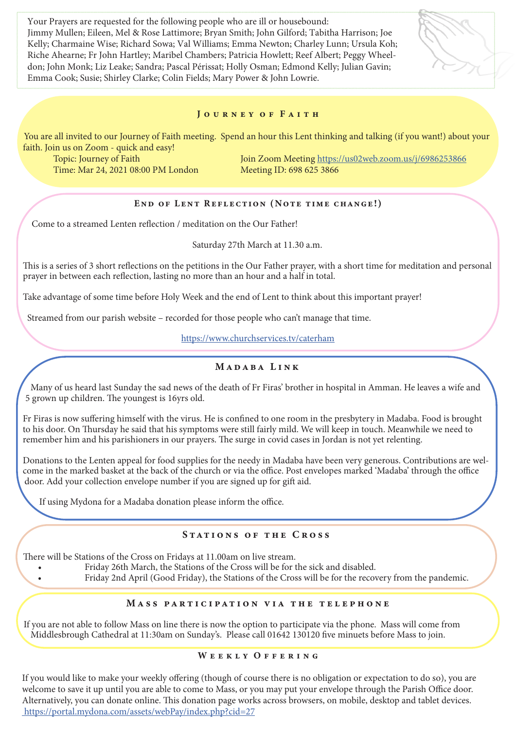Your Prayers are requested for the following people who are ill or housebound:
Jimmy Mullen; Eileen, Mel & Rose Lattimore; Bryan Smith; John Gilford; Tabitha Harrison; Joe Kelly; Charmaine Wise; Richard Sowa; Val Williams; Emma Newton; Charley Lunn; Ursula Koh; Riche Ahearne; Fr John Hartley; Maribel Chambers; Patricia Howlett; Reef Albert; Peggy Wheeldon; John Monk; Liz Leake; Sandra; Pascal Périssat; Holly Osman; Edmond Kelly; Julian Gavin; Emma Cook; Susie; Shirley Clarke; Colin Fields; Mary Power & John Lowrie.

## Journey of Faith

You are all invited to our Journey of Faith meeting. Spend an hour this Lent thinking and talking (if you want!) about your faith. Join us on Zoom - quick and easy!

Topic: Journey of Faith
Time: Mar 24, 2021 08:00 PM London

Join Zoom Meeting https://us02web.zoom.us/j/6986253866
Meeting ID: 698 625 3866

## End of Lent Reflection (Note time change!)

Come to a streamed Lenten reflection / meditation on the Our Father!

Saturday 27th March at 11.30 a.m.

This is a series of 3 short reflections on the petitions in the Our Father prayer, with a short time for meditation and personal prayer in between each reflection, lasting no more than an hour and a half in total.

Take advantage of some time before Holy Week and the end of Lent to think about this important prayer!

Streamed from our parish website – recorded for those people who can't manage that time.

https://www.churchservices.tv/caterham

## Madaba Link

Many of us heard last Sunday the sad news of the death of Fr Firas' brother in hospital in Amman. He leaves a wife and 5 grown up children. The youngest is 16yrs old.

Fr Firas is now suffering himself with the virus. He is confined to one room in the presbytery in Madaba. Food is brought to his door. On Thursday he said that his symptoms were still fairly mild. We will keep in touch. Meanwhile we need to remember him and his parishioners in our prayers. The surge in covid cases in Jordan is not yet relenting.

Donations to the Lenten appeal for food supplies for the needy in Madaba have been very generous. Contributions are welcome in the marked basket at the back of the church or via the office. Post envelopes marked 'Madaba' through the office door. Add your collection envelope number if you are signed up for gift aid.

If using Mydona for a Madaba donation please inform the office.

## Stations of the Cross

There will be Stations of the Cross on Fridays at 11.00am on live stream.

- Friday 26th March, the Stations of the Cross will be for the sick and disabled.
- Friday 2nd April (Good Friday), the Stations of the Cross will be for the recovery from the pandemic.

## Mass participation via the telephone

If you are not able to follow Mass on line there is now the option to participate via the phone. Mass will come from Middlesbrough Cathedral at 11:30am on Sunday's. Please call 01642 130120 five minuets before Mass to join.

## Weekly Offering

If you would like to make your weekly offering (though of course there is no obligation or expectation to do so), you are welcome to save it up until you are able to come to Mass, or you may put your envelope through the Parish Office door. Alternatively, you can donate online. This donation page works across browsers, on mobile, desktop and tablet devices.
https://portal.mydona.com/assets/webPay/index.php?cid=27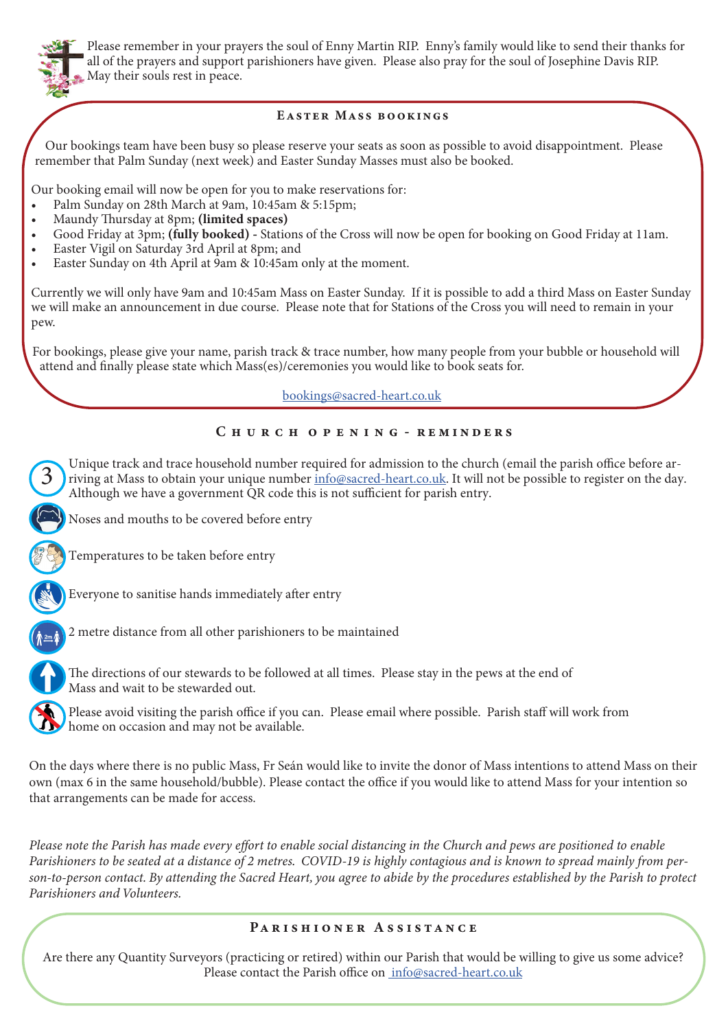Please remember in your prayers the soul of Enny Martin RIP. Enny's family would like to send their thanks for all of the prayers and support parishioners have given. Please also pray for the soul of Josephine Davis RIP. May their souls rest in peace.

## Easter Mass bookings

Our bookings team have been busy so please reserve your seats as soon as possible to avoid disappointment. Please remember that Palm Sunday (next week) and Easter Sunday Masses must also be booked.

Our booking email will now be open for you to make reservations for:

- Palm Sunday on 28th March at 9am, 10:45am & 5:15pm;
- Maundy Thursday at 8pm; **(limited spaces)**
- Good Friday at 3pm; **(fully booked)** - Stations of the Cross will now be open for booking on Good Friday at 11am.
- Easter Vigil on Saturday 3rd April at 8pm; and
- Easter Sunday on 4th April at 9am & 10:45am only at the moment.

Currently we will only have 9am and 10:45am Mass on Easter Sunday. If it is possible to add a third Mass on Easter Sunday we will make an announcement in due course. Please note that for Stations of the Cross you will need to remain in your pew.

For bookings, please give your name, parish track & trace number, how many people from your bubble or household will attend and finally please state which Mass(es)/ceremonies you would like to book seats for.

bookings@sacred-heart.co.uk

## Church opening - reminders

- Unique track and trace household number required for admission to the church (email the parish office before arriving at Mass to obtain your unique number info@sacred-heart.co.uk. It will not be possible to register on the day. Although we have a government QR code this is not sufficient for parish entry.
- Noses and mouths to be covered before entry
- Temperatures to be taken before entry
- Everyone to sanitise hands immediately after entry
- 2 metre distance from all other parishioners to be maintained
- The directions of our stewards to be followed at all times. Please stay in the pews at the end of Mass and wait to be stewarded out.
- Please avoid visiting the parish office if you can. Please email where possible. Parish staff will work from home on occasion and may not be available.

On the days where there is no public Mass, Fr Seán would like to invite the donor of Mass intentions to attend Mass on their own (max 6 in the same household/bubble). Please contact the office if you would like to attend Mass for your intention so that arrangements can be made for access.

*Please note the Parish has made every effort to enable social distancing in the Church and pews are positioned to enable Parishioners to be seated at a distance of 2 metres. COVID-19 is highly contagious and is known to spread mainly from person-to-person contact. By attending the Sacred Heart, you agree to abide by the procedures established by the Parish to protect Parishioners and Volunteers.*

## Parishioner Assistance

Are there any Quantity Surveyors (practicing or retired) within our Parish that would be willing to give us some advice? Please contact the Parish office on info@sacred-heart.co.uk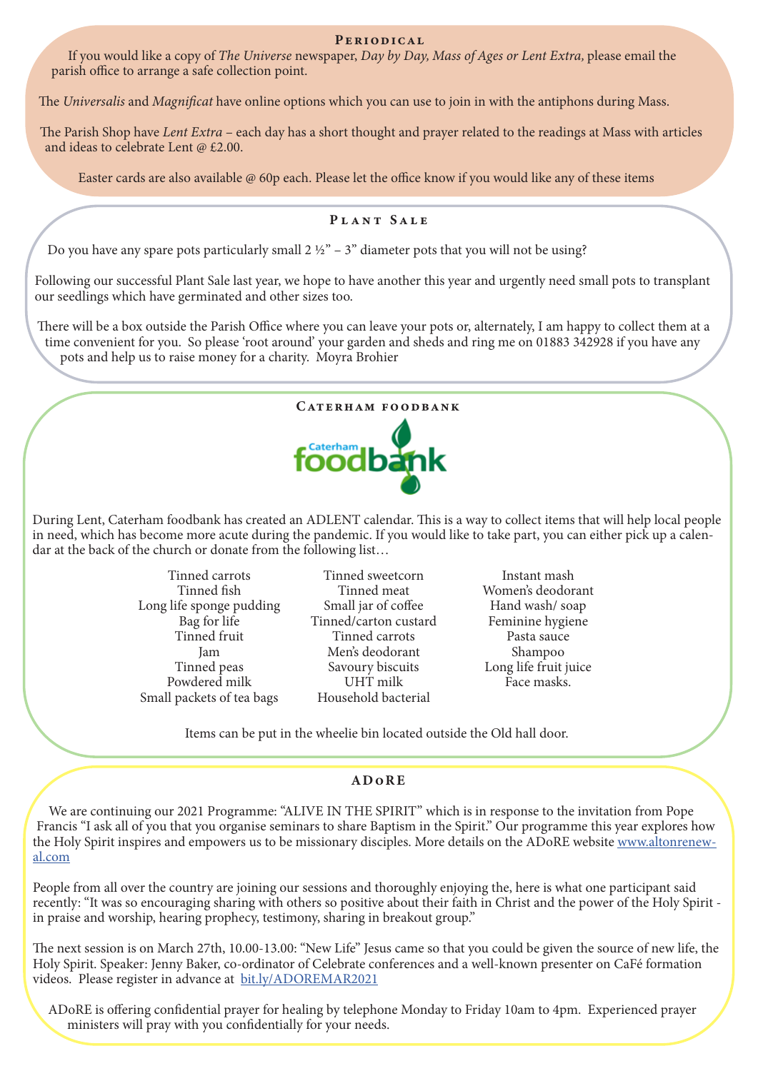## Periodical

If you would like a copy of *The Universe* newspaper, *Day by Day, Mass of Ages or Lent Extra,* please email the parish office to arrange a safe collection point.

The *Universalis* and *Magnificat* have online options which you can use to join in with the antiphons during Mass.

The Parish Shop have *Lent Extra* – each day has a short thought and prayer related to the readings at Mass with articles and ideas to celebrate Lent @ £2.00.

Easter cards are also available @ 60p each. Please let the office know if you would like any of these items

## Plant Sale

Do you have any spare pots particularly small 2 ½" – 3" diameter pots that you will not be using?

Following our successful Plant Sale last year, we hope to have another this year and urgently need small pots to transplant our seedlings which have germinated and other sizes too.

There will be a box outside the Parish Office where you can leave your pots or, alternately, I am happy to collect them at a time convenient for you. So please 'root around' your garden and sheds and ring me on 01883 342928 if you have any pots and help us to raise money for a charity. Moyra Brohier

## Caterham foodbank

Caterham foodbank

During Lent, Caterham foodbank has created an ADLENT calendar. This is a way to collect items that will help local people in need, which has become more acute during the pandemic. If you would like to take part, you can either pick up a calendar at the back of the church or donate from the following list…

Tinned carrots
Tinned fish
Long life sponge pudding
Bag for life
Tinned fruit
Jam
Tinned peas
Powdered milk
Small packets of tea bags
Tinned sweetcorn
Tinned meat
Small jar of coffee
Tinned/carton custard
Tinned carrots
Men's deodorant
Savoury biscuits
UHT milk
Household bacterial
Instant mash
Women's deodorant
Hand wash/ soap
Feminine hygiene
Pasta sauce
Shampoo
Long life fruit juice
Face masks.

Items can be put in the wheelie bin located outside the Old hall door.

## ADoRE

We are continuing our 2021 Programme: "ALIVE IN THE SPIRIT" which is in response to the invitation from Pope Francis "I ask all of you that you organise seminars to share Baptism in the Spirit." Our programme this year explores how the Holy Spirit inspires and empowers us to be missionary disciples. More details on the ADoRE website www.altonrenewal.com

People from all over the country are joining our sessions and thoroughly enjoying the, here is what one participant said recently: "It was so encouraging sharing with others so positive about their faith in Christ and the power of the Holy Spirit - in praise and worship, hearing prophecy, testimony, sharing in breakout group."

The next session is on March 27th, 10.00-13.00: "New Life" Jesus came so that you could be given the source of new life, the Holy Spirit. Speaker: Jenny Baker, co-ordinator of Celebrate conferences and a well-known presenter on CaFé formation videos. Please register in advance at bit.ly/ADOREMAR2021

ADoRE is offering confidential prayer for healing by telephone Monday to Friday 10am to 4pm. Experienced prayer ministers will pray with you confidentially for your needs.